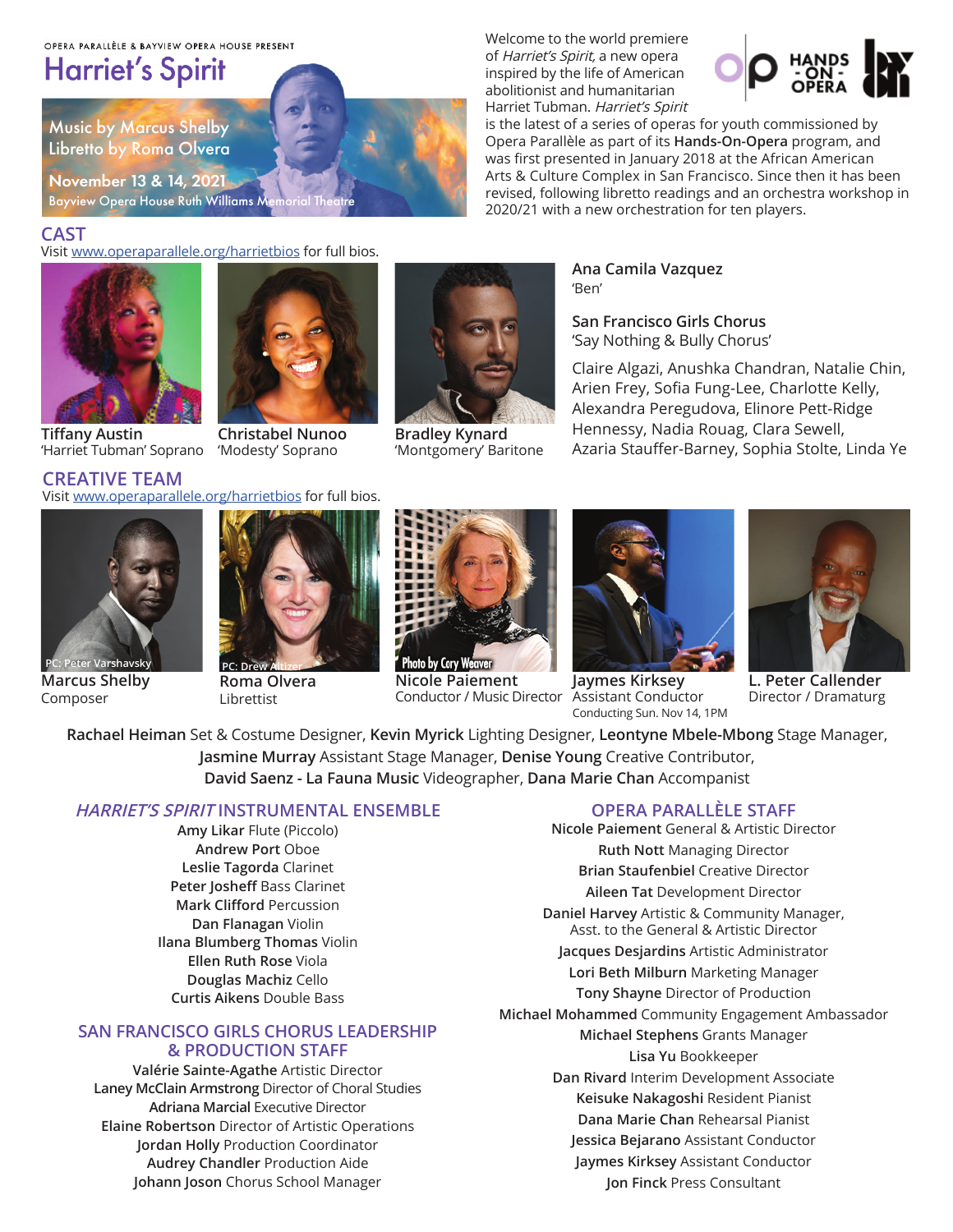OPERA PARALLÈLE & BAYVIEW OPERA HOUSE PRESENT

# Harriet's Spirit

Music by Marcus Shelby
Libretto by Roma Olvera

November 13 & 14, 2021
Bayview Opera House Ruth Williams Memorial Theatre

Welcome to the world premiere of *Harriet's Spirit,* a new opera inspired by the life of American abolitionist and humanitarian Harriet Tubman. *Harriet's Spirit* is the latest of a series of operas for youth commissioned by Opera Parallèle as part of its **Hands-On-Opera** program, and was first presented in January 2018 at the African American Arts & Culture Complex in San Francisco. Since then it has been revised, following libretto readings and an orchestra workshop in 2020/21 with a new orchestration for ten players.

## CAST

Visit www.operaparallele.org/harrietbios for full bios.

**Tiffany Austin**
'Harriet Tubman' Soprano

**Christabel Nunoo**
'Modesty' Soprano

**Bradley Kynard**
'Montgomery' Baritone

**Ana Camila Vazquez**
'Ben'

**San Francisco Girls Chorus**
'Say Nothing & Bully Chorus'

Claire Algazi, Anushka Chandran, Natalie Chin, Arien Frey, Sofia Fung-Lee, Charlotte Kelly, Alexandra Peregudova, Elinore Pett-Ridge Hennessy, Nadia Rouag, Clara Sewell, Azaria Stauffer-Barney, Sophia Stolte, Linda Ye

## CREATIVE TEAM

Visit www.operaparallele.org/harrietbios for full bios.

**Marcus Shelby**
Composer
PC: Peter Varshavsky

**Roma Olvera**
Librettist
PC: Drew Altizer

**Nicole Paiement**
Conductor / Music Director
Photo by Cory Weaver

**Jaymes Kirksey**
Assistant Conductor
Conducting Sun. Nov 14, 1PM

**L. Peter Callender**
Director / Dramaturg

**Rachael Heiman** Set & Costume Designer, **Kevin Myrick** Lighting Designer, **Leontyne Mbele-Mbong** Stage Manager, **Jasmine Murray** Assistant Stage Manager, **Denise Young** Creative Contributor, **David Saenz - La Fauna Music** Videographer, **Dana Marie Chan** Accompanist

## *HARRIET'S SPIRIT* INSTRUMENTAL ENSEMBLE

**Amy Likar** Flute (Piccolo)
**Andrew Port** Oboe
**Leslie Tagorda** Clarinet
**Peter Josheff** Bass Clarinet
**Mark Clifford** Percussion
**Dan Flanagan** Violin
**Ilana Blumberg Thomas** Violin
**Ellen Ruth Rose** Viola
**Douglas Machiz** Cello
**Curtis Aikens** Double Bass

## SAN FRANCISCO GIRLS CHORUS LEADERSHIP & PRODUCTION STAFF

**Valérie Sainte-Agathe** Artistic Director
**Laney McClain Armstrong** Director of Choral Studies
**Adriana Marcial** Executive Director
**Elaine Robertson** Director of Artistic Operations
**Jordan Holly** Production Coordinator
**Audrey Chandler** Production Aide
**Johann Joson** Chorus School Manager

## OPERA PARALLÈLE STAFF

**Nicole Paiement** General & Artistic Director
**Ruth Nott** Managing Director
**Brian Staufenbiel** Creative Director
**Aileen Tat** Development Director
**Daniel Harvey** Artistic & Community Manager, Asst. to the General & Artistic Director
**Jacques Desjardins** Artistic Administrator
**Lori Beth Milburn** Marketing Manager
**Tony Shayne** Director of Production
**Michael Mohammed** Community Engagement Ambassador
**Michael Stephens** Grants Manager
**Lisa Yu** Bookkeeper
**Dan Rivard** Interim Development Associate
**Keisuke Nakagoshi** Resident Pianist
**Dana Marie Chan** Rehearsal Pianist
**Jessica Bejarano** Assistant Conductor
**Jaymes Kirksey** Assistant Conductor
**Jon Finck** Press Consultant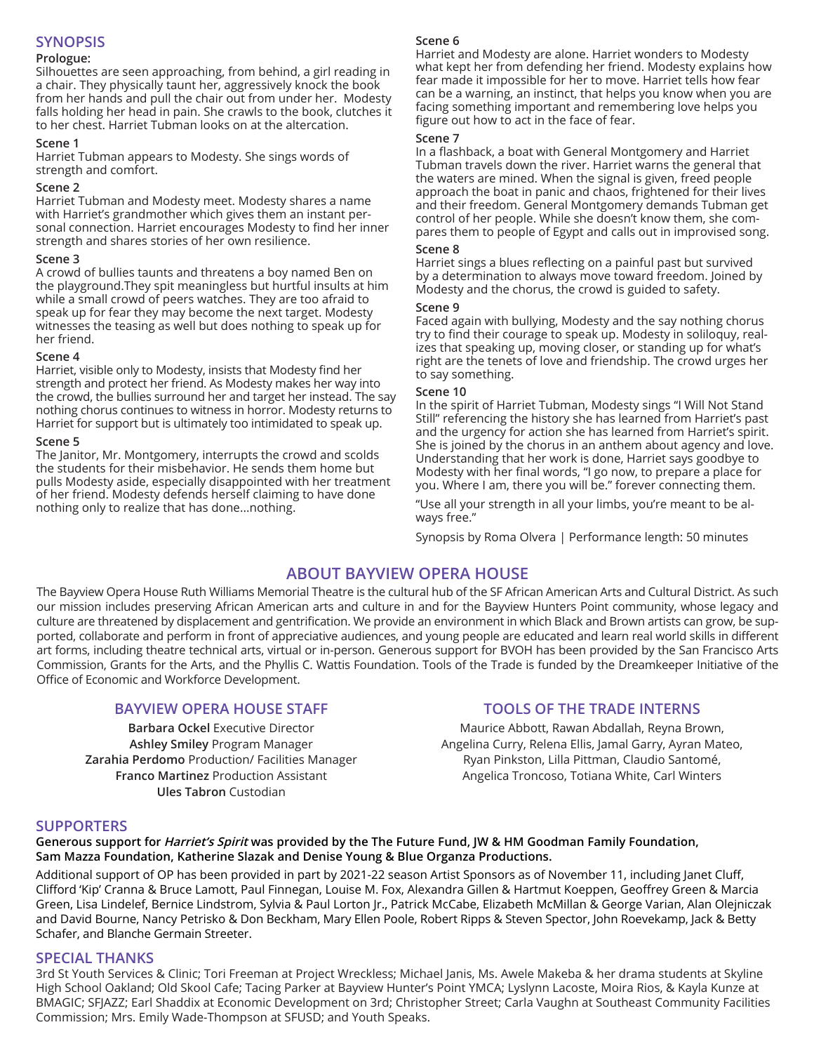## SYNOPSIS

### Prologue:

Silhouettes are seen approaching, from behind, a girl reading in a chair. They physically taunt her, aggressively knock the book from her hands and pull the chair out from under her. Modesty falls holding her head in pain. She crawls to the book, clutches it to her chest. Harriet Tubman looks on at the altercation.

### Scene 1

Harriet Tubman appears to Modesty. She sings words of strength and comfort.

### Scene 2

Harriet Tubman and Modesty meet. Modesty shares a name with Harriet's grandmother which gives them an instant personal connection. Harriet encourages Modesty to find her inner strength and shares stories of her own resilience.

### Scene 3

A crowd of bullies taunts and threatens a boy named Ben on the playground.They spit meaningless but hurtful insults at him while a small crowd of peers watches. They are too afraid to speak up for fear they may become the next target. Modesty witnesses the teasing as well but does nothing to speak up for her friend.

### Scene 4

Harriet, visible only to Modesty, insists that Modesty find her strength and protect her friend. As Modesty makes her way into the crowd, the bullies surround her and target her instead. The say nothing chorus continues to witness in horror. Modesty returns to Harriet for support but is ultimately too intimidated to speak up.

### Scene 5

The Janitor, Mr. Montgomery, interrupts the crowd and scolds the students for their misbehavior. He sends them home but pulls Modesty aside, especially disappointed with her treatment of her friend. Modesty defends herself claiming to have done nothing only to realize that has done...nothing.

### Scene 6

Harriet and Modesty are alone. Harriet wonders to Modesty what kept her from defending her friend. Modesty explains how fear made it impossible for her to move. Harriet tells how fear can be a warning, an instinct, that helps you know when you are facing something important and remembering love helps you figure out how to act in the face of fear.

### Scene 7

In a flashback, a boat with General Montgomery and Harriet Tubman travels down the river. Harriet warns the general that the waters are mined. When the signal is given, freed people approach the boat in panic and chaos, frightened for their lives and their freedom. General Montgomery demands Tubman get control of her people. While she doesn't know them, she compares them to people of Egypt and calls out in improvised song.

### Scene 8

Harriet sings a blues reflecting on a painful past but survived by a determination to always move toward freedom. Joined by Modesty and the chorus, the crowd is guided to safety.

### Scene 9

Faced again with bullying, Modesty and the say nothing chorus try to find their courage to speak up. Modesty in soliloquy, realizes that speaking up, moving closer, or standing up for what's right are the tenets of love and friendship. The crowd urges her to say something.

### Scene 10

In the spirit of Harriet Tubman, Modesty sings "I Will Not Stand Still" referencing the history she has learned from Harriet's past and the urgency for action she has learned from Harriet's spirit. She is joined by the chorus in an anthem about agency and love. Understanding that her work is done, Harriet says goodbye to Modesty with her final words, "I go now, to prepare a place for you. Where I am, there you will be." forever connecting them.

"Use all your strength in all your limbs, you're meant to be always free."

Synopsis by Roma Olvera | Performance length: 50 minutes

## ABOUT BAYVIEW OPERA HOUSE

The Bayview Opera House Ruth Williams Memorial Theatre is the cultural hub of the SF African American Arts and Cultural District. As such our mission includes preserving African American arts and culture in and for the Bayview Hunters Point community, whose legacy and culture are threatened by displacement and gentrification. We provide an environment in which Black and Brown artists can grow, be supported, collaborate and perform in front of appreciative audiences, and young people are educated and learn real world skills in different art forms, including theatre technical arts, virtual or in-person. Generous support for BVOH has been provided by the San Francisco Arts Commission, Grants for the Arts, and the Phyllis C. Wattis Foundation. Tools of the Trade is funded by the Dreamkeeper Initiative of the Office of Economic and Workforce Development.

### BAYVIEW OPERA HOUSE STAFF

**Barbara Ockel** Executive Director
**Ashley Smiley** Program Manager
**Zarahia Perdomo** Production/ Facilities Manager
**Franco Martinez** Production Assistant
**Ules Tabron** Custodian

### TOOLS OF THE TRADE INTERNS

Maurice Abbott, Rawan Abdallah, Reyna Brown, Angelina Curry, Relena Ellis, Jamal Garry, Ayran Mateo, Ryan Pinkston, Lilla Pittman, Claudio Santomé, Angelica Troncoso, Totiana White, Carl Winters

## SUPPORTERS

**Generous support for *Harriet's Spirit* was provided by the The Future Fund, JW & HM Goodman Family Foundation, Sam Mazza Foundation, Katherine Slazak and Denise Young & Blue Organza Productions.**

Additional support of OP has been provided in part by 2021-22 season Artist Sponsors as of November 11, including Janet Cluff, Clifford 'Kip' Cranna & Bruce Lamott, Paul Finnegan, Louise M. Fox, Alexandra Gillen & Hartmut Koeppen, Geoffrey Green & Marcia Green, Lisa Lindelef, Bernice Lindstrom, Sylvia & Paul Lorton Jr., Patrick McCabe, Elizabeth McMillan & George Varian, Alan Olejniczak and David Bourne, Nancy Petrisko & Don Beckham, Mary Ellen Poole, Robert Ripps & Steven Spector, John Roevekamp, Jack & Betty Schafer, and Blanche Germain Streeter.

## SPECIAL THANKS

3rd St Youth Services & Clinic; Tori Freeman at Project Wreckless; Michael Janis, Ms. Awele Makeba & her drama students at Skyline High School Oakland; Old Skool Cafe; Tacing Parker at Bayview Hunter's Point YMCA; Lyslynn Lacoste, Moira Rios, & Kayla Kunze at BMAGIC; SFJAZZ; Earl Shaddix at Economic Development on 3rd; Christopher Street; Carla Vaughn at Southeast Community Facilities Commission; Mrs. Emily Wade-Thompson at SFUSD; and Youth Speaks.